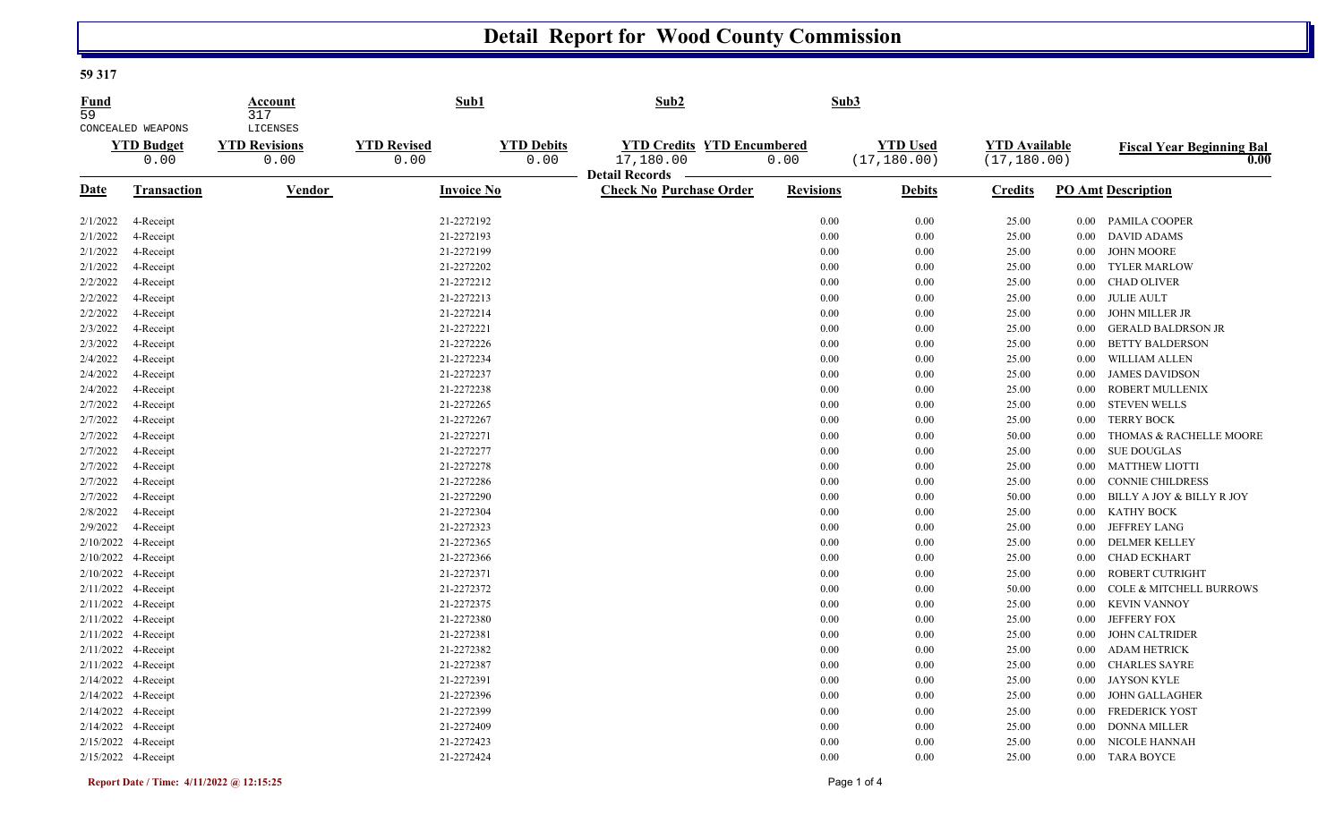# Detail Report for Wood County Commission

**59 317**

| Fund | Account | Sub1 | Sub2 | Sub3 |
|---|---|---|---|---|
| 59 | 317 | | | |
| CONCEALED WEAPONS | LICENSES | | | |

| YTD Budget | YTD Revisions | YTD Revised | YTD Debits | YTD Credits | YTD Encumbered | YTD Used | YTD Available | Fiscal Year Beginning Bal |
|---|---|---|---|---|---|---|---|---|
| 0.00 | 0.00 | 0.00 | 0.00 | 17,180.00 | 0.00 | (17,180.00) | (17,180.00) | 0.00 |

**Detail Records**

| Date | Transaction | Vendor | Invoice No | Check No | Purchase Order | Revisions | Debits | Credits | PO Amt | Description |
|---|---|---|---|---|---|---|---|---|---|---|
| 2/1/2022 | 4-Receipt | | 21-2272192 | | | 0.00 | 0.00 | 25.00 | 0.00 | PAMILA COOPER |
| 2/1/2022 | 4-Receipt | | 21-2272193 | | | 0.00 | 0.00 | 25.00 | 0.00 | DAVID ADAMS |
| 2/1/2022 | 4-Receipt | | 21-2272199 | | | 0.00 | 0.00 | 25.00 | 0.00 | JOHN MOORE |
| 2/1/2022 | 4-Receipt | | 21-2272202 | | | 0.00 | 0.00 | 25.00 | 0.00 | TYLER MARLOW |
| 2/2/2022 | 4-Receipt | | 21-2272212 | | | 0.00 | 0.00 | 25.00 | 0.00 | CHAD OLIVER |
| 2/2/2022 | 4-Receipt | | 21-2272213 | | | 0.00 | 0.00 | 25.00 | 0.00 | JULIE AULT |
| 2/2/2022 | 4-Receipt | | 21-2272214 | | | 0.00 | 0.00 | 25.00 | 0.00 | JOHN MILLER JR |
| 2/3/2022 | 4-Receipt | | 21-2272221 | | | 0.00 | 0.00 | 25.00 | 0.00 | GERALD BALDRSON JR |
| 2/3/2022 | 4-Receipt | | 21-2272226 | | | 0.00 | 0.00 | 25.00 | 0.00 | BETTY BALDERSON |
| 2/4/2022 | 4-Receipt | | 21-2272234 | | | 0.00 | 0.00 | 25.00 | 0.00 | WILLIAM ALLEN |
| 2/4/2022 | 4-Receipt | | 21-2272237 | | | 0.00 | 0.00 | 25.00 | 0.00 | JAMES DAVIDSON |
| 2/4/2022 | 4-Receipt | | 21-2272238 | | | 0.00 | 0.00 | 25.00 | 0.00 | ROBERT MULLENIX |
| 2/7/2022 | 4-Receipt | | 21-2272265 | | | 0.00 | 0.00 | 25.00 | 0.00 | STEVEN WELLS |
| 2/7/2022 | 4-Receipt | | 21-2272267 | | | 0.00 | 0.00 | 25.00 | 0.00 | TERRY BOCK |
| 2/7/2022 | 4-Receipt | | 21-2272271 | | | 0.00 | 0.00 | 50.00 | 0.00 | THOMAS & RACHELLE MOORE |
| 2/7/2022 | 4-Receipt | | 21-2272277 | | | 0.00 | 0.00 | 25.00 | 0.00 | SUE DOUGLAS |
| 2/7/2022 | 4-Receipt | | 21-2272278 | | | 0.00 | 0.00 | 25.00 | 0.00 | MATTHEW LIOTTI |
| 2/7/2022 | 4-Receipt | | 21-2272286 | | | 0.00 | 0.00 | 25.00 | 0.00 | CONNIE CHILDRESS |
| 2/7/2022 | 4-Receipt | | 21-2272290 | | | 0.00 | 0.00 | 50.00 | 0.00 | BILLY A JOY & BILLY R JOY |
| 2/8/2022 | 4-Receipt | | 21-2272304 | | | 0.00 | 0.00 | 25.00 | 0.00 | KATHY BOCK |
| 2/9/2022 | 4-Receipt | | 21-2272323 | | | 0.00 | 0.00 | 25.00 | 0.00 | JEFFREY LANG |
| 2/10/2022 | 4-Receipt | | 21-2272365 | | | 0.00 | 0.00 | 25.00 | 0.00 | DELMER KELLEY |
| 2/10/2022 | 4-Receipt | | 21-2272366 | | | 0.00 | 0.00 | 25.00 | 0.00 | CHAD ECKHART |
| 2/10/2022 | 4-Receipt | | 21-2272371 | | | 0.00 | 0.00 | 25.00 | 0.00 | ROBERT CUTRIGHT |
| 2/11/2022 | 4-Receipt | | 21-2272372 | | | 0.00 | 0.00 | 50.00 | 0.00 | COLE & MITCHELL BURROWS |
| 2/11/2022 | 4-Receipt | | 21-2272375 | | | 0.00 | 0.00 | 25.00 | 0.00 | KEVIN VANNOY |
| 2/11/2022 | 4-Receipt | | 21-2272380 | | | 0.00 | 0.00 | 25.00 | 0.00 | JEFFERY FOX |
| 2/11/2022 | 4-Receipt | | 21-2272381 | | | 0.00 | 0.00 | 25.00 | 0.00 | JOHN CALTRIDER |
| 2/11/2022 | 4-Receipt | | 21-2272382 | | | 0.00 | 0.00 | 25.00 | 0.00 | ADAM HETRICK |
| 2/11/2022 | 4-Receipt | | 21-2272387 | | | 0.00 | 0.00 | 25.00 | 0.00 | CHARLES SAYRE |
| 2/14/2022 | 4-Receipt | | 21-2272391 | | | 0.00 | 0.00 | 25.00 | 0.00 | JAYSON KYLE |
| 2/14/2022 | 4-Receipt | | 21-2272396 | | | 0.00 | 0.00 | 25.00 | 0.00 | JOHN GALLAGHER |
| 2/14/2022 | 4-Receipt | | 21-2272399 | | | 0.00 | 0.00 | 25.00 | 0.00 | FREDERICK YOST |
| 2/14/2022 | 4-Receipt | | 21-2272409 | | | 0.00 | 0.00 | 25.00 | 0.00 | DONNA MILLER |
| 2/15/2022 | 4-Receipt | | 21-2272423 | | | 0.00 | 0.00 | 25.00 | 0.00 | NICOLE HANNAH |
| 2/15/2022 | 4-Receipt | | 21-2272424 | | | 0.00 | 0.00 | 25.00 | 0.00 | TARA BOYCE |

**Report Date / Time: 4/11/2022 @ 12:15:25**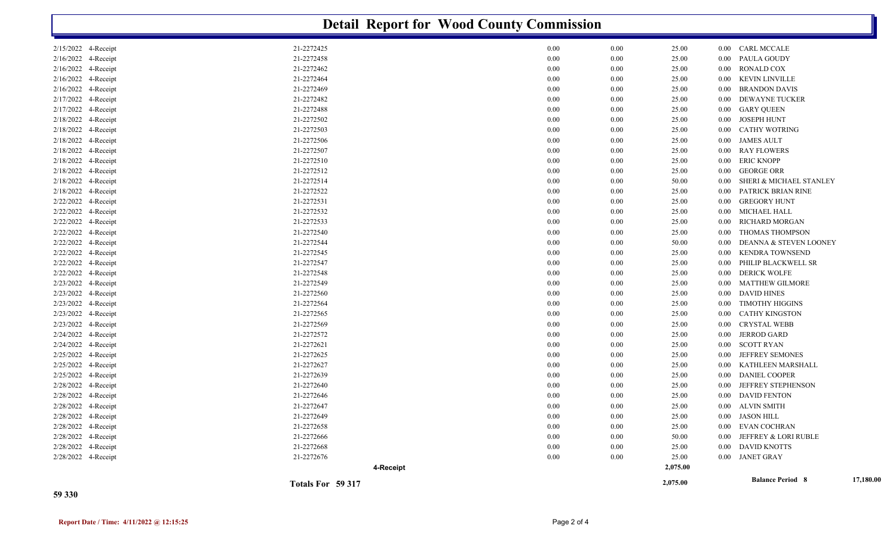# Detail Report for Wood County Commission

| Date | Type | Receipt | | | | | | Name |
|---|---|---|---|---|---|---|---|---|
| 2/15/2022 | 4-Receipt | 21-2272425 | 0.00 | 0.00 | 25.00 | 0.00 | CARL MCCALE |
| 2/16/2022 | 4-Receipt | 21-2272458 | 0.00 | 0.00 | 25.00 | 0.00 | PAULA GOUDY |
| 2/16/2022 | 4-Receipt | 21-2272462 | 0.00 | 0.00 | 25.00 | 0.00 | RONALD COX |
| 2/16/2022 | 4-Receipt | 21-2272464 | 0.00 | 0.00 | 25.00 | 0.00 | KEVIN LINVILLE |
| 2/16/2022 | 4-Receipt | 21-2272469 | 0.00 | 0.00 | 25.00 | 0.00 | BRANDON DAVIS |
| 2/17/2022 | 4-Receipt | 21-2272482 | 0.00 | 0.00 | 25.00 | 0.00 | DEWAYNE TUCKER |
| 2/17/2022 | 4-Receipt | 21-2272488 | 0.00 | 0.00 | 25.00 | 0.00 | GARY QUEEN |
| 2/18/2022 | 4-Receipt | 21-2272502 | 0.00 | 0.00 | 25.00 | 0.00 | JOSEPH HUNT |
| 2/18/2022 | 4-Receipt | 21-2272503 | 0.00 | 0.00 | 25.00 | 0.00 | CATHY WOTRING |
| 2/18/2022 | 4-Receipt | 21-2272506 | 0.00 | 0.00 | 25.00 | 0.00 | JAMES AULT |
| 2/18/2022 | 4-Receipt | 21-2272507 | 0.00 | 0.00 | 25.00 | 0.00 | RAY FLOWERS |
| 2/18/2022 | 4-Receipt | 21-2272510 | 0.00 | 0.00 | 25.00 | 0.00 | ERIC KNOPP |
| 2/18/2022 | 4-Receipt | 21-2272512 | 0.00 | 0.00 | 25.00 | 0.00 | GEORGE ORR |
| 2/18/2022 | 4-Receipt | 21-2272514 | 0.00 | 0.00 | 50.00 | 0.00 | SHERI & MICHAEL STANLEY |
| 2/18/2022 | 4-Receipt | 21-2272522 | 0.00 | 0.00 | 25.00 | 0.00 | PATRICK BRIAN RINE |
| 2/22/2022 | 4-Receipt | 21-2272531 | 0.00 | 0.00 | 25.00 | 0.00 | GREGORY HUNT |
| 2/22/2022 | 4-Receipt | 21-2272532 | 0.00 | 0.00 | 25.00 | 0.00 | MICHAEL HALL |
| 2/22/2022 | 4-Receipt | 21-2272533 | 0.00 | 0.00 | 25.00 | 0.00 | RICHARD MORGAN |
| 2/22/2022 | 4-Receipt | 21-2272540 | 0.00 | 0.00 | 25.00 | 0.00 | THOMAS THOMPSON |
| 2/22/2022 | 4-Receipt | 21-2272544 | 0.00 | 0.00 | 50.00 | 0.00 | DEANNA & STEVEN LOONEY |
| 2/22/2022 | 4-Receipt | 21-2272545 | 0.00 | 0.00 | 25.00 | 0.00 | KENDRA TOWNSEND |
| 2/22/2022 | 4-Receipt | 21-2272547 | 0.00 | 0.00 | 25.00 | 0.00 | PHILIP BLACKWELL SR |
| 2/22/2022 | 4-Receipt | 21-2272548 | 0.00 | 0.00 | 25.00 | 0.00 | DERICK WOLFE |
| 2/23/2022 | 4-Receipt | 21-2272549 | 0.00 | 0.00 | 25.00 | 0.00 | MATTHEW GILMORE |
| 2/23/2022 | 4-Receipt | 21-2272560 | 0.00 | 0.00 | 25.00 | 0.00 | DAVID HINES |
| 2/23/2022 | 4-Receipt | 21-2272564 | 0.00 | 0.00 | 25.00 | 0.00 | TIMOTHY HIGGINS |
| 2/23/2022 | 4-Receipt | 21-2272565 | 0.00 | 0.00 | 25.00 | 0.00 | CATHY KINGSTON |
| 2/23/2022 | 4-Receipt | 21-2272569 | 0.00 | 0.00 | 25.00 | 0.00 | CRYSTAL WEBB |
| 2/24/2022 | 4-Receipt | 21-2272572 | 0.00 | 0.00 | 25.00 | 0.00 | JERROD GARD |
| 2/24/2022 | 4-Receipt | 21-2272621 | 0.00 | 0.00 | 25.00 | 0.00 | SCOTT RYAN |
| 2/25/2022 | 4-Receipt | 21-2272625 | 0.00 | 0.00 | 25.00 | 0.00 | JEFFREY SEMONES |
| 2/25/2022 | 4-Receipt | 21-2272627 | 0.00 | 0.00 | 25.00 | 0.00 | KATHLEEN MARSHALL |
| 2/25/2022 | 4-Receipt | 21-2272639 | 0.00 | 0.00 | 25.00 | 0.00 | DANIEL COOPER |
| 2/28/2022 | 4-Receipt | 21-2272640 | 0.00 | 0.00 | 25.00 | 0.00 | JEFFREY STEPHENSON |
| 2/28/2022 | 4-Receipt | 21-2272646 | 0.00 | 0.00 | 25.00 | 0.00 | DAVID FENTON |
| 2/28/2022 | 4-Receipt | 21-2272647 | 0.00 | 0.00 | 25.00 | 0.00 | ALVIN SMITH |
| 2/28/2022 | 4-Receipt | 21-2272649 | 0.00 | 0.00 | 25.00 | 0.00 | JASON HILL |
| 2/28/2022 | 4-Receipt | 21-2272658 | 0.00 | 0.00 | 25.00 | 0.00 | EVAN COCHRAN |
| 2/28/2022 | 4-Receipt | 21-2272666 | 0.00 | 0.00 | 50.00 | 0.00 | JEFFREY & LORI RUBLE |
| 2/28/2022 | 4-Receipt | 21-2272668 | 0.00 | 0.00 | 25.00 | 0.00 | DAVID KNOTTS |
| 2/28/2022 | 4-Receipt | 21-2272676 | 0.00 | 0.00 | 25.00 | 0.00 | JANET GRAY |
| | | **4-Receipt** | | | **2,075.00** | | |
| | | **Totals For 59 317** | | | **2,075.00** | | **Balance Period 8** 17,180.00 |

**59 330**

**Report Date / Time: 4/11/2022 @ 12:15:25**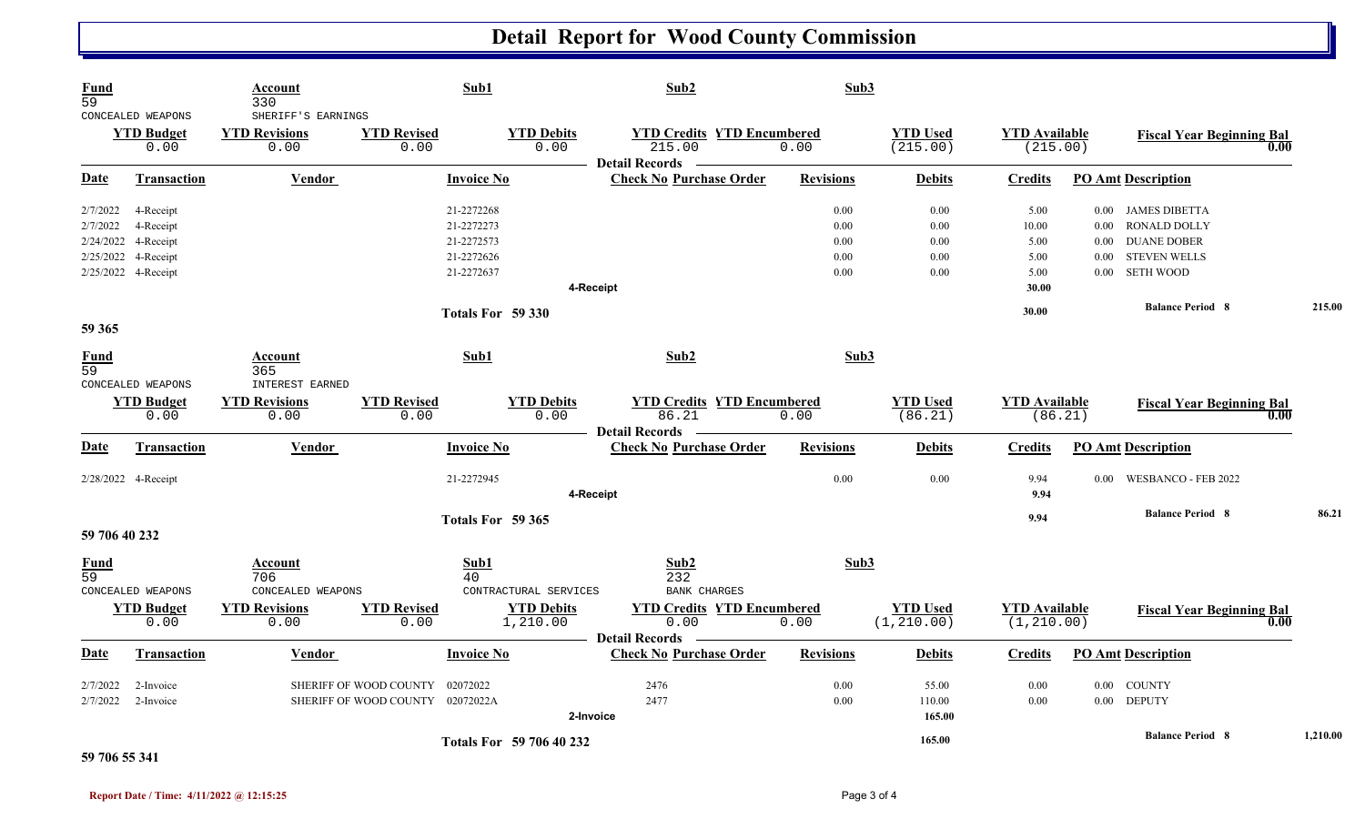# Detail Report for Wood County Commission

| Fund | Account | Sub1 | Sub2 | Sub3 |
|---|---|---|---|---|
| 59 | 330 | | | |
| CONCEALED WEAPONS | SHERIFF'S EARNINGS | | | |

| YTD Budget | YTD Revisions | YTD Revised | YTD Debits | YTD Credits | YTD Encumbered | YTD Used | YTD Available | Fiscal Year Beginning Bal |
|---|---|---|---|---|---|---|---|---|
| 0.00 | 0.00 | 0.00 | 0.00 | 215.00 | 0.00 | (215.00) | (215.00) | 0.00 |

**Detail Records**

| Date | Transaction | Vendor | Invoice No | Check No | Purchase Order | Revisions | Debits | Credits | PO Amt | Description |
|---|---|---|---|---|---|---|---|---|---|---|
| 2/7/2022 | 4-Receipt | | 21-2272268 | | | 0.00 | 0.00 | 5.00 | 0.00 | JAMES DIBETTA |
| 2/7/2022 | 4-Receipt | | 21-2272273 | | | 0.00 | 0.00 | 10.00 | 0.00 | RONALD DOLLY |
| 2/24/2022 | 4-Receipt | | 21-2272573 | | | 0.00 | 0.00 | 5.00 | 0.00 | DUANE DOBER |
| 2/25/2022 | 4-Receipt | | 21-2272626 | | | 0.00 | 0.00 | 5.00 | 0.00 | STEVEN WELLS |
| 2/25/2022 | 4-Receipt | | 21-2272637 | | | 0.00 | 0.00 | 5.00 | 0.00 | SETH WOOD |
| | | | 4-Receipt | | | | | 30.00 | | |
| | | | Totals For 59 330 | | | | | 30.00 | | Balance Period 8 215.00 |

**59 365**

| Fund | Account | Sub1 | Sub2 | Sub3 |
|---|---|---|---|---|
| 59 | 365 | | | |
| CONCEALED WEAPONS | INTEREST EARNED | | | |

| YTD Budget | YTD Revisions | YTD Revised | YTD Debits | YTD Credits | YTD Encumbered | YTD Used | YTD Available | Fiscal Year Beginning Bal |
|---|---|---|---|---|---|---|---|---|
| 0.00 | 0.00 | 0.00 | 0.00 | 86.21 | 0.00 | (86.21) | (86.21) | 0.00 |

**Detail Records**

| Date | Transaction | Vendor | Invoice No | Check No | Purchase Order | Revisions | Debits | Credits | PO Amt | Description |
|---|---|---|---|---|---|---|---|---|---|---|
| 2/28/2022 | 4-Receipt | | 21-2272945 | | | 0.00 | 0.00 | 9.94 | 0.00 | WESBANCO - FEB 2022 |
| | | | 4-Receipt | | | | | 9.94 | | |
| | | | Totals For 59 365 | | | | | 9.94 | | Balance Period 8 86.21 |

**59 706 40 232**

| Fund | Account | Sub1 | Sub2 | Sub3 |
|---|---|---|---|---|
| 59 | 706 | 40 | 232 | |
| CONCEALED WEAPONS | CONCEALED WEAPONS | CONTRACTURAL SERVICES | BANK CHARGES | |

| YTD Budget | YTD Revisions | YTD Revised | YTD Debits | YTD Credits | YTD Encumbered | YTD Used | YTD Available | Fiscal Year Beginning Bal |
|---|---|---|---|---|---|---|---|---|
| 0.00 | 0.00 | 0.00 | 1,210.00 | 0.00 | 0.00 | (1,210.00) | (1,210.00) | 0.00 |

**Detail Records**

| Date | Transaction | Vendor | Invoice No | Check No | Purchase Order | Revisions | Debits | Credits | PO Amt | Description |
|---|---|---|---|---|---|---|---|---|---|---|
| 2/7/2022 | 2-Invoice | SHERIFF OF WOOD COUNTY | 02072022 | 2476 | | 0.00 | 55.00 | 0.00 | 0.00 | COUNTY |
| 2/7/2022 | 2-Invoice | SHERIFF OF WOOD COUNTY | 02072022A | 2477 | | 0.00 | 110.00 | 0.00 | 0.00 | DEPUTY |
| | | | 2-Invoice | | | | 165.00 | | | |
| | | | Totals For 59 706 40 232 | | | | 165.00 | | | Balance Period 8 1,210.00 |

**59 706 55 341**

**Report Date / Time: 4/11/2022 @ 12:15:25**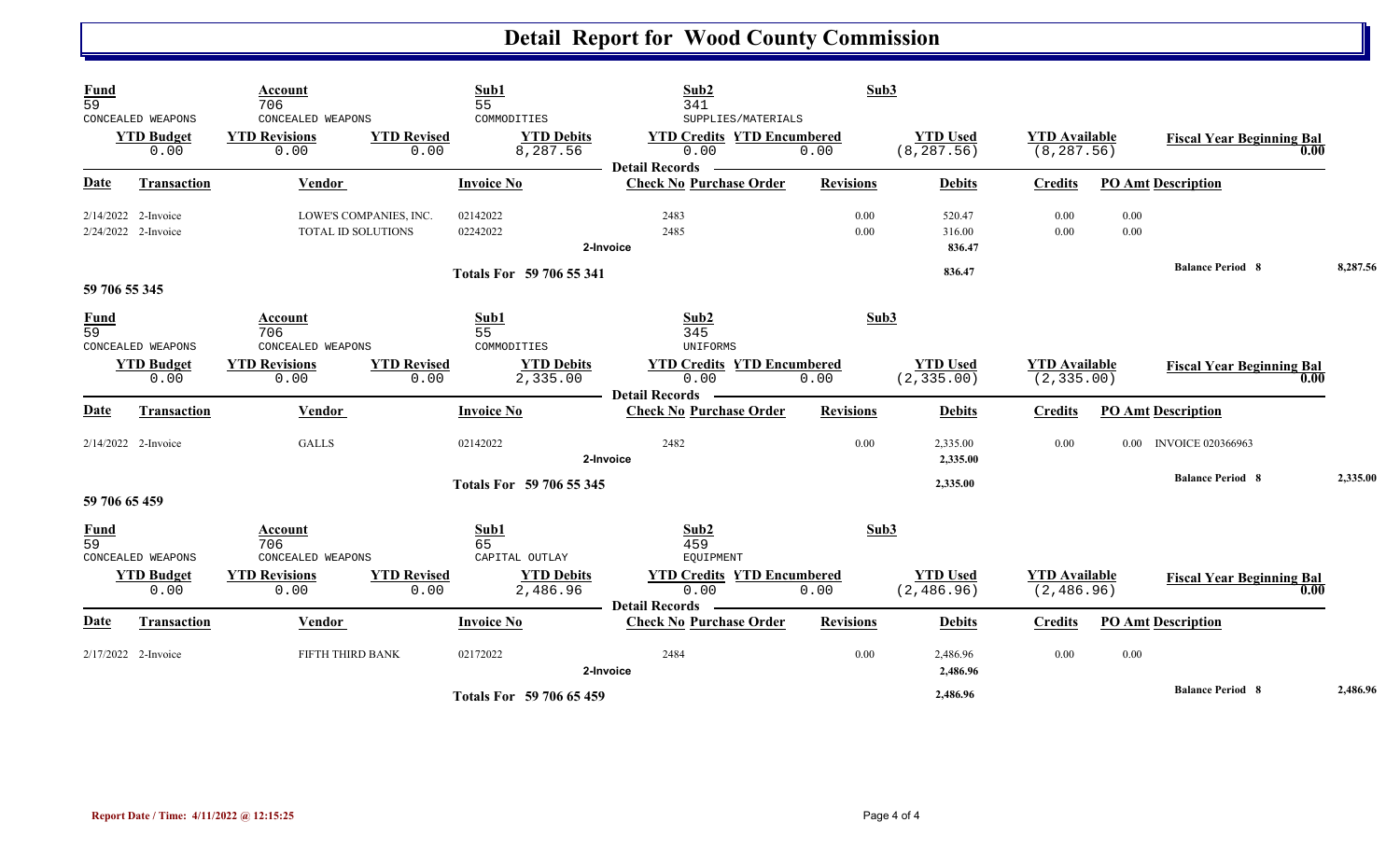# Detail Report for Wood County Commission

| Fund | Account | Sub1 | Sub2 | Sub3 |
|---|---|---|---|---|
| 59 | 706 | 55 | 341 | |
| CONCEALED WEAPONS | CONCEALED WEAPONS | COMMODITIES | SUPPLIES/MATERIALS | |

| YTD Budget | YTD Revisions | YTD Revised | YTD Debits | YTD Credits | YTD Encumbered | YTD Used | YTD Available | Fiscal Year Beginning Bal |
|---|---|---|---|---|---|---|---|---|
| 0.00 | 0.00 | 0.00 | 8,287.56 | 0.00 | 0.00 | (8,287.56) | (8,287.56) | 0.00 |

Detail Records

| Date | Transaction | Vendor | Invoice No | Check No | Purchase Order | Revisions | Debits | Credits | PO Amt | Description |
|---|---|---|---|---|---|---|---|---|---|---|
| 2/14/2022 | 2-Invoice | LOWE'S COMPANIES, INC. | 02142022 | 2483 | | 0.00 | 520.47 | 0.00 | 0.00 | |
| 2/24/2022 | 2-Invoice | TOTAL ID SOLUTIONS | 02242022 | 2485 | | 0.00 | 316.00 | 0.00 | 0.00 | |
| | | | 2-Invoice | | | | 836.47 | | | |
| | | | Totals For 59 706 55 341 | | | | 836.47 | | | Balance Period 8 — 8,287.56 |

**59 706 55 345**

| Fund | Account | Sub1 | Sub2 | Sub3 |
|---|---|---|---|---|
| 59 | 706 | 55 | 345 | |
| CONCEALED WEAPONS | CONCEALED WEAPONS | COMMODITIES | UNIFORMS | |

| YTD Budget | YTD Revisions | YTD Revised | YTD Debits | YTD Credits | YTD Encumbered | YTD Used | YTD Available | Fiscal Year Beginning Bal |
|---|---|---|---|---|---|---|---|---|
| 0.00 | 0.00 | 0.00 | 2,335.00 | 0.00 | 0.00 | (2,335.00) | (2,335.00) | 0.00 |

Detail Records

| Date | Transaction | Vendor | Invoice No | Check No | Purchase Order | Revisions | Debits | Credits | PO Amt | Description |
|---|---|---|---|---|---|---|---|---|---|---|
| 2/14/2022 | 2-Invoice | GALLS | 02142022 | 2482 | | 0.00 | 2,335.00 | 0.00 | 0.00 | INVOICE 020366963 |
| | | | 2-Invoice | | | | 2,335.00 | | | |
| | | | Totals For 59 706 55 345 | | | | 2,335.00 | | | Balance Period 8 — 2,335.00 |

**59 706 65 459**

| Fund | Account | Sub1 | Sub2 | Sub3 |
|---|---|---|---|---|
| 59 | 706 | 65 | 459 | |
| CONCEALED WEAPONS | CONCEALED WEAPONS | CAPITAL OUTLAY | EQUIPMENT | |

| YTD Budget | YTD Revisions | YTD Revised | YTD Debits | YTD Credits | YTD Encumbered | YTD Used | YTD Available | Fiscal Year Beginning Bal |
|---|---|---|---|---|---|---|---|---|
| 0.00 | 0.00 | 0.00 | 2,486.96 | 0.00 | 0.00 | (2,486.96) | (2,486.96) | 0.00 |

Detail Records

| Date | Transaction | Vendor | Invoice No | Check No | Purchase Order | Revisions | Debits | Credits | PO Amt | Description |
|---|---|---|---|---|---|---|---|---|---|---|
| 2/17/2022 | 2-Invoice | FIFTH THIRD BANK | 02172022 | 2484 | | 0.00 | 2,486.96 | 0.00 | 0.00 | |
| | | | 2-Invoice | | | | 2,486.96 | | | |
| | | | Totals For 59 706 65 459 | | | | 2,486.96 | | | Balance Period 8 — 2,486.96 |

Report Date / Time: 4/11/2022 @ 12:15:25